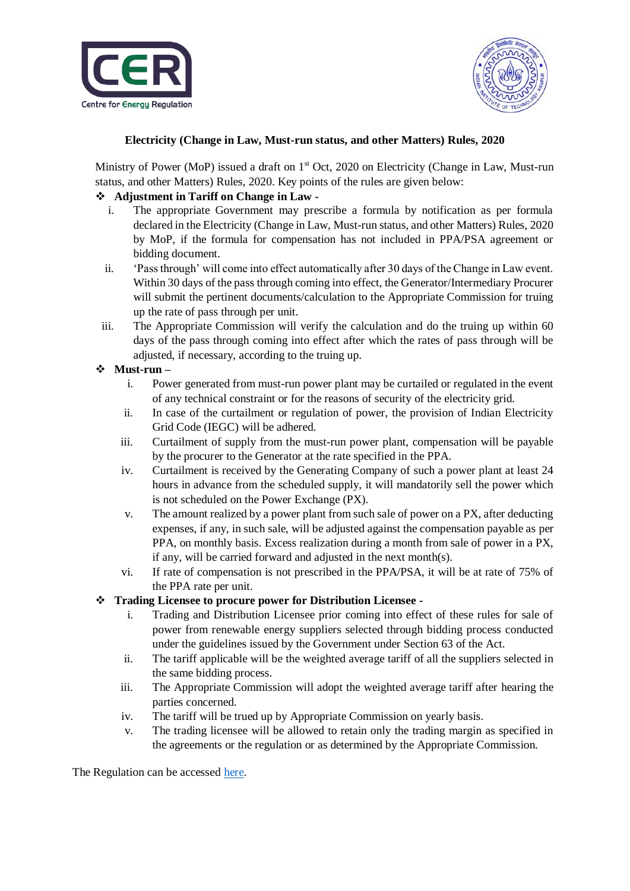## Electricity (Change in Law, Must-run status, and other Matters) Rules, 2020

Ministry of Power (MoP) issued a draft on 1st Oct, 2020 on Electricity (Change in Law, Must-run status, and other Matters) Rules, 2020. Key points of the rules are given below:

❖ **Adjustment in Tariff on Change in Law -**

i. The appropriate Government may prescribe a formula by notification as per formula declared in the Electricity (Change in Law, Must-run status, and other Matters) Rules, 2020 by MoP, if the formula for compensation has not included in PPA/PSA agreement or bidding document.

ii. 'Pass through' will come into effect automatically after 30 days of the Change in Law event. Within 30 days of the pass through coming into effect, the Generator/Intermediary Procurer will submit the pertinent documents/calculation to the Appropriate Commission for truing up the rate of pass through per unit.

iii. The Appropriate Commission will verify the calculation and do the truing up within 60 days of the pass through coming into effect after which the rates of pass through will be adjusted, if necessary, according to the truing up.

❖ **Must-run –**

i. Power generated from must-run power plant may be curtailed or regulated in the event of any technical constraint or for the reasons of security of the electricity grid.

ii. In case of the curtailment or regulation of power, the provision of Indian Electricity Grid Code (IEGC) will be adhered.

iii. Curtailment of supply from the must-run power plant, compensation will be payable by the procurer to the Generator at the rate specified in the PPA.

iv. Curtailment is received by the Generating Company of such a power plant at least 24 hours in advance from the scheduled supply, it will mandatorily sell the power which is not scheduled on the Power Exchange (PX).

v. The amount realized by a power plant from such sale of power on a PX, after deducting expenses, if any, in such sale, will be adjusted against the compensation payable as per PPA, on monthly basis. Excess realization during a month from sale of power in a PX, if any, will be carried forward and adjusted in the next month(s).

vi. If rate of compensation is not prescribed in the PPA/PSA, it will be at rate of 75% of the PPA rate per unit.

❖ **Trading Licensee to procure power for Distribution Licensee -**

i. Trading and Distribution Licensee prior coming into effect of these rules for sale of power from renewable energy suppliers selected through bidding process conducted under the guidelines issued by the Government under Section 63 of the Act.

ii. The tariff applicable will be the weighted average tariff of all the suppliers selected in the same bidding process.

iii. The Appropriate Commission will adopt the weighted average tariff after hearing the parties concerned.

iv. The tariff will be trued up by Appropriate Commission on yearly basis.

v. The trading licensee will be allowed to retain only the trading margin as specified in the agreements or the regulation or as determined by the Appropriate Commission.

The Regulation can be accessed here.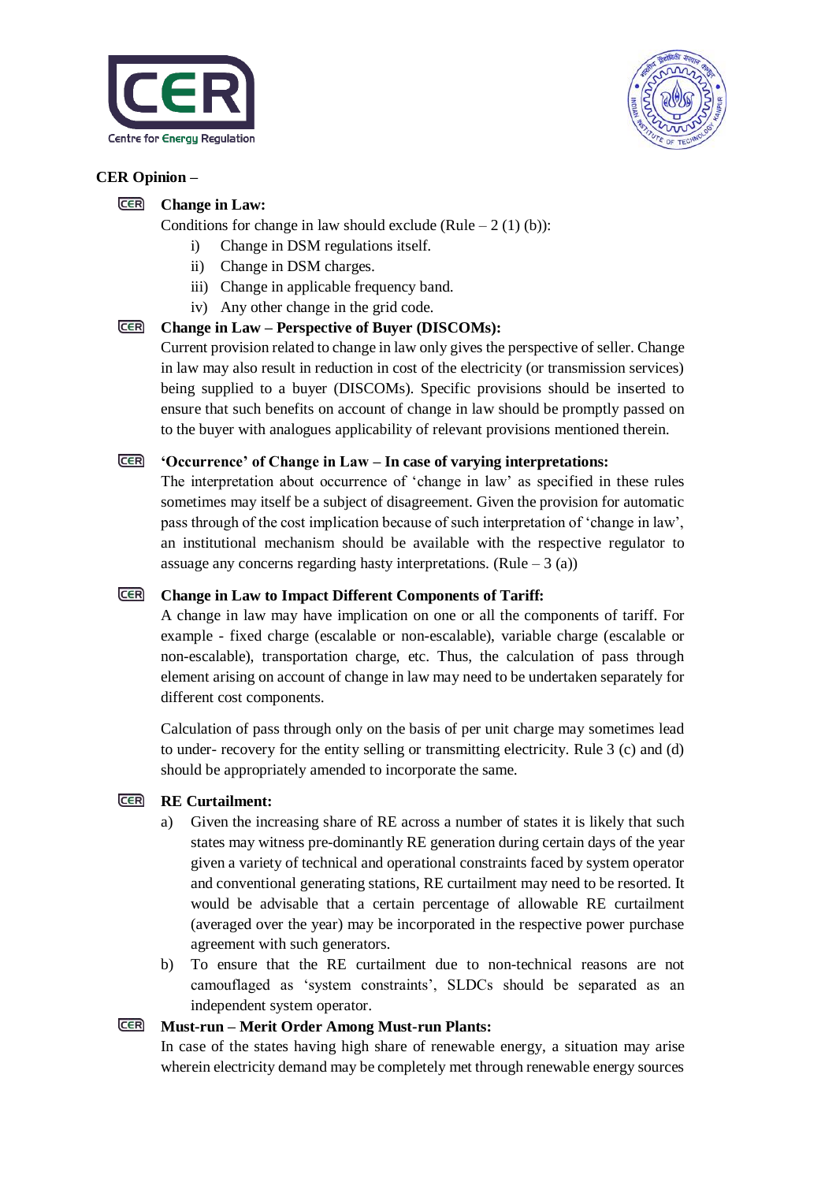**CER Opinion –**

- **Change in Law:**

  Conditions for change in law should exclude (Rule – 2 (1) (b)):

  i) Change in DSM regulations itself.
  ii) Change in DSM charges.
  iii) Change in applicable frequency band.
  iv) Any other change in the grid code.

- **Change in Law – Perspective of Buyer (DISCOMs):**

  Current provision related to change in law only gives the perspective of seller. Change in law may also result in reduction in cost of the electricity (or transmission services) being supplied to a buyer (DISCOMs). Specific provisions should be inserted to ensure that such benefits on account of change in law should be promptly passed on to the buyer with analogues applicability of relevant provisions mentioned therein.

- **'Occurrence' of Change in Law – In case of varying interpretations:**

  The interpretation about occurrence of 'change in law' as specified in these rules sometimes may itself be a subject of disagreement. Given the provision for automatic pass through of the cost implication because of such interpretation of 'change in law', an institutional mechanism should be available with the respective regulator to assuage any concerns regarding hasty interpretations. (Rule – 3 (a))

- **Change in Law to Impact Different Components of Tariff:**

  A change in law may have implication on one or all the components of tariff. For example - fixed charge (escalable or non-escalable), variable charge (escalable or non-escalable), transportation charge, etc. Thus, the calculation of pass through element arising on account of change in law may need to be undertaken separately for different cost components.

  Calculation of pass through only on the basis of per unit charge may sometimes lead to under- recovery for the entity selling or transmitting electricity. Rule 3 (c) and (d) should be appropriately amended to incorporate the same.

- **RE Curtailment:**

  a) Given the increasing share of RE across a number of states it is likely that such states may witness pre-dominantly RE generation during certain days of the year given a variety of technical and operational constraints faced by system operator and conventional generating stations, RE curtailment may need to be resorted. It would be advisable that a certain percentage of allowable RE curtailment (averaged over the year) may be incorporated in the respective power purchase agreement with such generators.
  b) To ensure that the RE curtailment due to non-technical reasons are not camouflaged as 'system constraints', SLDCs should be separated as an independent system operator.

- **Must-run – Merit Order Among Must-run Plants:**

  In case of the states having high share of renewable energy, a situation may arise wherein electricity demand may be completely met through renewable energy sources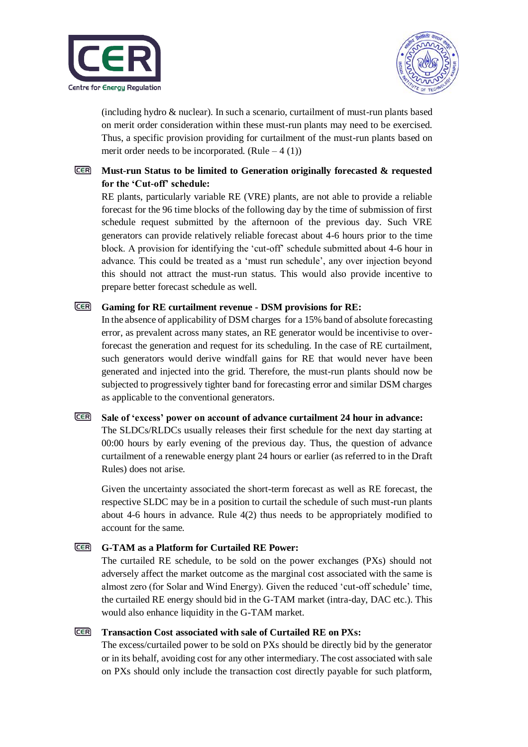(including hydro & nuclear). In such a scenario, curtailment of must-run plants based on merit order consideration within these must-run plants may need to be exercised. Thus, a specific provision providing for curtailment of the must-run plants based on merit order needs to be incorporated. (Rule – 4 (1))

- **Must-run Status to be limited to Generation originally forecasted & requested for the 'Cut-off' schedule:**

  RE plants, particularly variable RE (VRE) plants, are not able to provide a reliable forecast for the 96 time blocks of the following day by the time of submission of first schedule request submitted by the afternoon of the previous day. Such VRE generators can provide relatively reliable forecast about 4-6 hours prior to the time block. A provision for identifying the 'cut-off' schedule submitted about 4-6 hour in advance. This could be treated as a 'must run schedule', any over injection beyond this should not attract the must-run status. This would also provide incentive to prepare better forecast schedule as well.

- **Gaming for RE curtailment revenue - DSM provisions for RE:**

  In the absence of applicability of DSM charges for a 15% band of absolute forecasting error, as prevalent across many states, an RE generator would be incentivise to over-forecast the generation and request for its scheduling. In the case of RE curtailment, such generators would derive windfall gains for RE that would never have been generated and injected into the grid. Therefore, the must-run plants should now be subjected to progressively tighter band for forecasting error and similar DSM charges as applicable to the conventional generators.

- **Sale of 'excess' power on account of advance curtailment 24 hour in advance:**

  The SLDCs/RLDCs usually releases their first schedule for the next day starting at 00:00 hours by early evening of the previous day. Thus, the question of advance curtailment of a renewable energy plant 24 hours or earlier (as referred to in the Draft Rules) does not arise.

  Given the uncertainty associated the short-term forecast as well as RE forecast, the respective SLDC may be in a position to curtail the schedule of such must-run plants about 4-6 hours in advance. Rule 4(2) thus needs to be appropriately modified to account for the same.

- **G-TAM as a Platform for Curtailed RE Power:**

  The curtailed RE schedule, to be sold on the power exchanges (PXs) should not adversely affect the market outcome as the marginal cost associated with the same is almost zero (for Solar and Wind Energy). Given the reduced 'cut-off schedule' time, the curtailed RE energy should bid in the G-TAM market (intra-day, DAC etc.). This would also enhance liquidity in the G-TAM market.

- **Transaction Cost associated with sale of Curtailed RE on PXs:**

  The excess/curtailed power to be sold on PXs should be directly bid by the generator or in its behalf, avoiding cost for any other intermediary. The cost associated with sale on PXs should only include the transaction cost directly payable for such platform,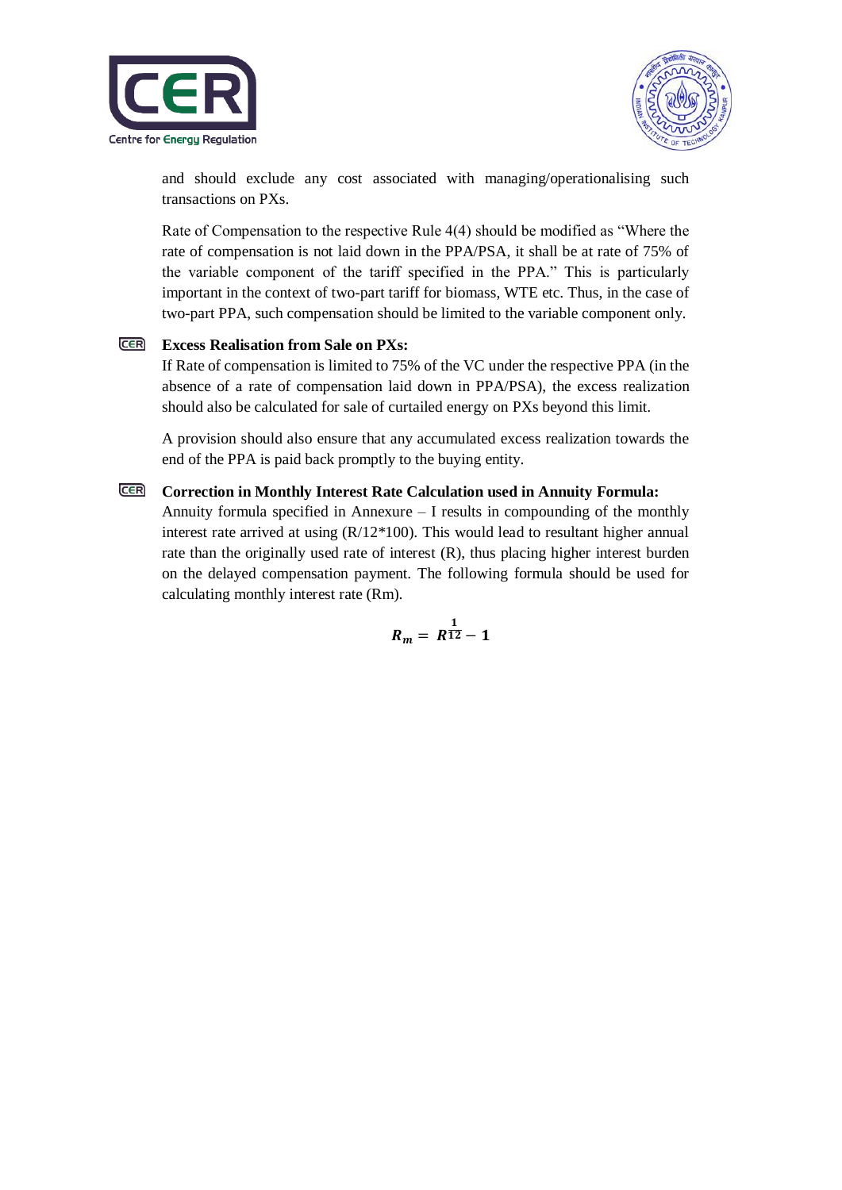and should exclude any cost associated with managing/operationalising such transactions on PXs.

Rate of Compensation to the respective Rule 4(4) should be modified as "Where the rate of compensation is not laid down in the PPA/PSA, it shall be at rate of 75% of the variable component of the tariff specified in the PPA." This is particularly important in the context of two-part tariff for biomass, WTE etc. Thus, in the case of two-part PPA, such compensation should be limited to the variable component only.

- **Excess Realisation from Sale on PXs:**

  If Rate of compensation is limited to 75% of the VC under the respective PPA (in the absence of a rate of compensation laid down in PPA/PSA), the excess realization should also be calculated for sale of curtailed energy on PXs beyond this limit.

  A provision should also ensure that any accumulated excess realization towards the end of the PPA is paid back promptly to the buying entity.

- **Correction in Monthly Interest Rate Calculation used in Annuity Formula:**

  Annuity formula specified in Annexure – I results in compounding of the monthly interest rate arrived at using (R/12*100). This would lead to resultant higher annual rate than the originally used rate of interest (R), thus placing higher interest burden on the delayed compensation payment. The following formula should be used for calculating monthly interest rate (Rm).

$$R_m = R^{\frac{1}{12}} - 1$$